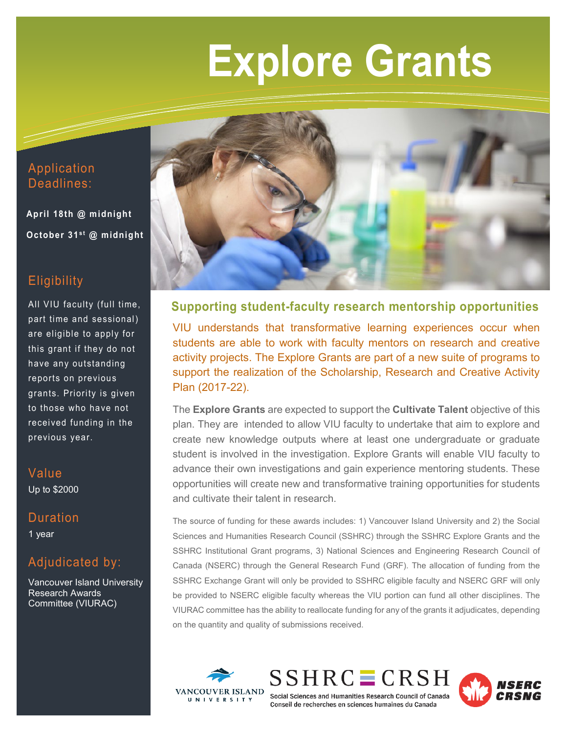# Explore Grants

## Application Deadlines:

**April 18th @ midnight**

**October 31st @ midnight**

## Eligibility

All VIU faculty (full time, part time and sessional) are eligible to apply for this grant if they do not have any outstanding reports on previous grants. Priority is given to those who have not received funding in the previous year.

## Value

Up to $2000

## Duration

1 year

## Adjudicated by:

Vancouver Island University Research Awards Committee (VIURAC)

## Supporting student-faculty research mentorship opportunities

VIU understands that transformative learning experiences occur when students are able to work with faculty mentors on research and creative activity projects. The Explore Grants are part of a new suite of programs to support the realization of the Scholarship, Research and Creative Activity Plan (2017-22).

The **Explore Grants** are expected to support the **Cultivate Talent** objective of this plan. They are intended to allow VIU faculty to undertake that aim to explore and create new knowledge outputs where at least one undergraduate or graduate student is involved in the investigation. Explore Grants will enable VIU faculty to advance their own investigations and gain experience mentoring students. These opportunities will create new and transformative training opportunities for students and cultivate their talent in research.

The source of funding for these awards includes: 1) Vancouver Island University and 2) the Social Sciences and Humanities Research Council (SSHRC) through the SSHRC Explore Grants and the SSHRC Institutional Grant programs, 3) National Sciences and Engineering Research Council of Canada (NSERC) through the General Research Fund (GRF). The allocation of funding from the SSHRC Exchange Grant will only be provided to SSHRC eligible faculty and NSERC GRF will only be provided to NSERC eligible faculty whereas the VIU portion can fund all other disciplines. The VIURAC committee has the ability to reallocate funding for any of the grants it adjudicates, depending on the quantity and quality of submissions received.

VANCOUVER ISLAND UNIVERSITY

SSHRC CRSH
Social Sciences and Humanities Research Council of Canada
Conseil de recherches en sciences humaines du Canada

NSERC CRSNG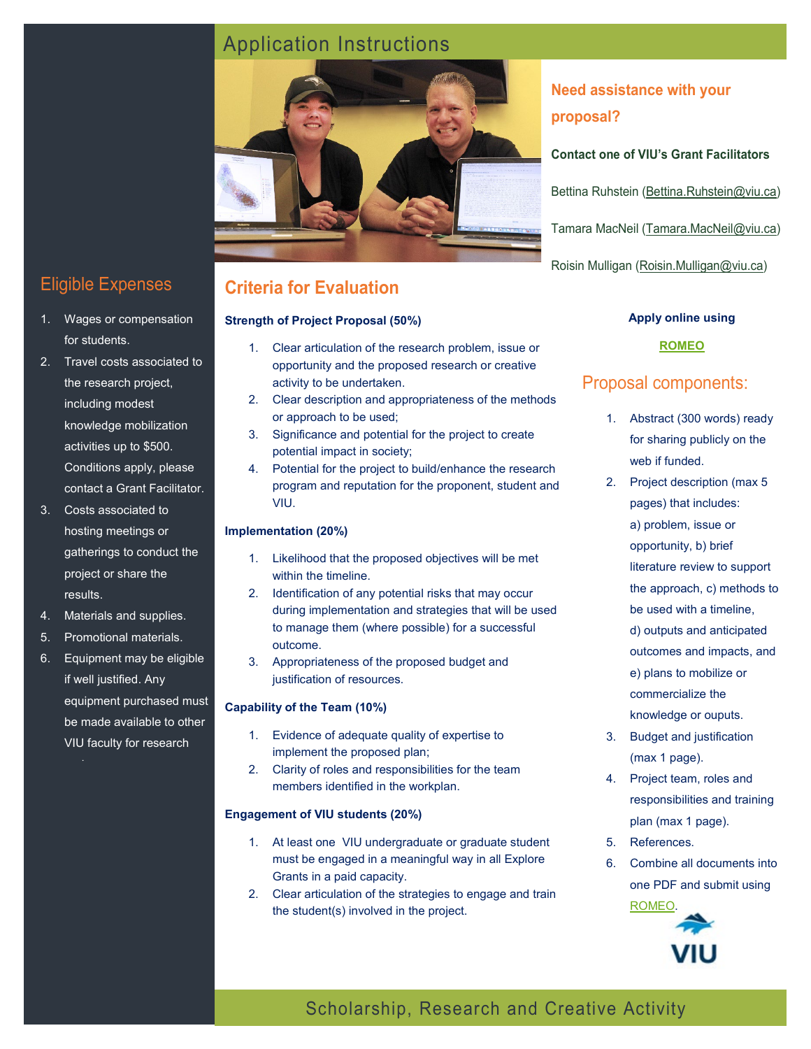# Application Instructions

## Need assistance with your proposal?

**Contact one of VIU's Grant Facilitators**

Bettina Ruhstein (Bettina.Ruhstein@viu.ca)

Tamara MacNeil (Tamara.MacNeil@viu.ca)

Roisin Mulligan (Roisin.Mulligan@viu.ca)

**Apply online using**

**ROMEO**

## Proposal components:

1. Abstract (300 words) ready for sharing publicly on the web if funded.
2. Project description (max 5 pages) that includes: a) problem, issue or opportunity, b) brief literature review to support the approach, c) methods to be used with a timeline, d) outputs and anticipated outcomes and impacts, and e) plans to mobilize or commercialize the knowledge or ouputs.
3. Budget and justification (max 1 page).
4. Project team, roles and responsibilities and training plan (max 1 page).
5. References.
6. Combine all documents into one PDF and submit using ROMEO.

## Criteria for Evaluation

**Strength of Project Proposal (50%)**

1. Clear articulation of the research problem, issue or opportunity and the proposed research or creative activity to be undertaken.
2. Clear description and appropriateness of the methods or approach to be used;
3. Significance and potential for the project to create potential impact in society;
4. Potential for the project to build/enhance the research program and reputation for the proponent, student and VIU.

**Implementation (20%)**

1. Likelihood that the proposed objectives will be met within the timeline.
2. Identification of any potential risks that may occur during implementation and strategies that will be used to manage them (where possible) for a successful outcome.
3. Appropriateness of the proposed budget and justification of resources.

**Capability of the Team (10%)**

1. Evidence of adequate quality of expertise to implement the proposed plan;
2. Clarity of roles and responsibilities for the team members identified in the workplan.

**Engagement of VIU students (20%)**

1. At least one VIU undergraduate or graduate student must be engaged in a meaningful way in all Explore Grants in a paid capacity.
2. Clear articulation of the strategies to engage and train the student(s) involved in the project.

## Eligible Expenses

1. Wages or compensation for students.
2. Travel costs associated to the research project, including modest knowledge mobilization activities up to $500. Conditions apply, please contact a Grant Facilitator.
3. Costs associated to hosting meetings or gatherings to conduct the project or share the results.
4. Materials and supplies.
5. Promotional materials.
6. Equipment may be eligible if well justified. Any equipment purchased must be made available to other VIU faculty for research

VIU

Scholarship, Research and Creative Activity